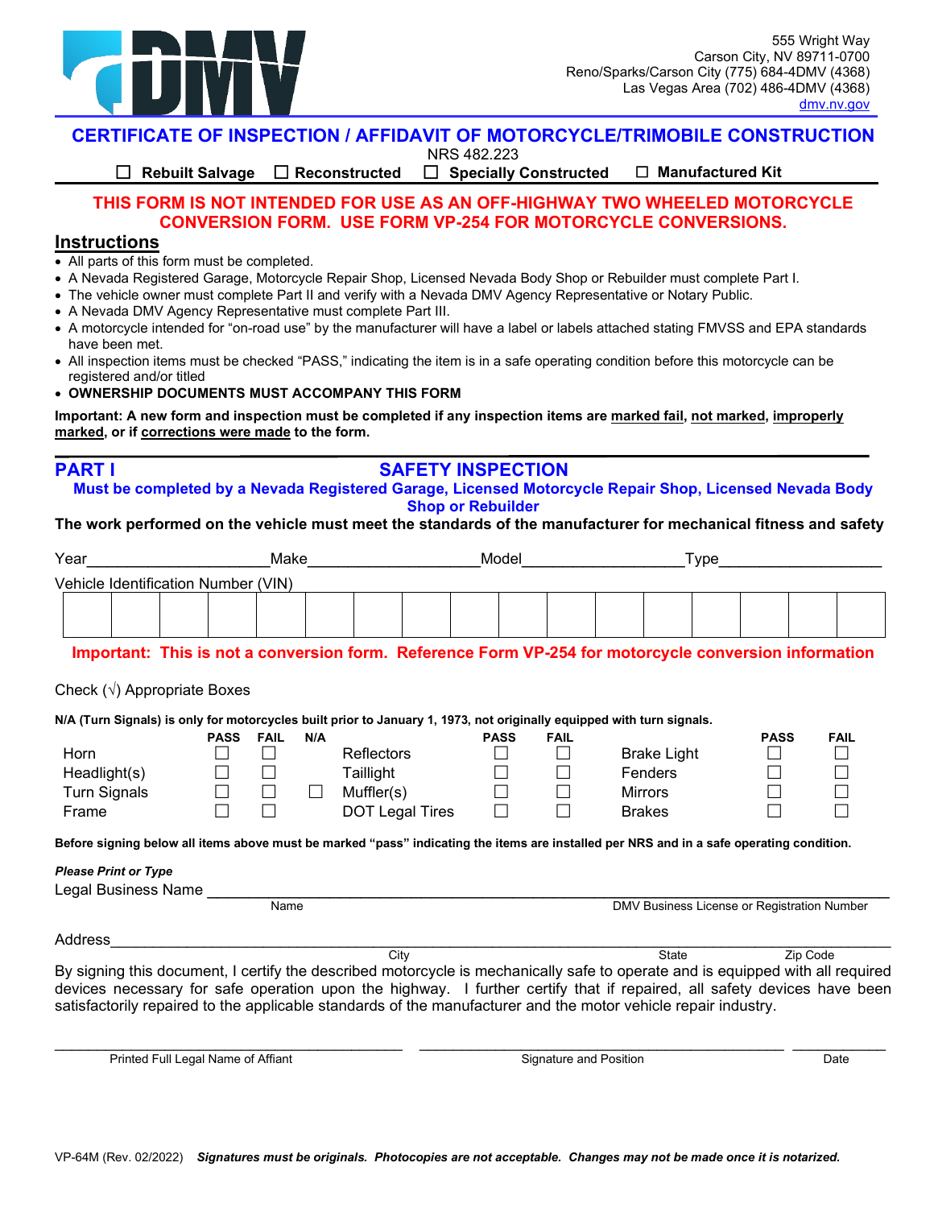555 Wright Way
Carson City, NV 89711-0700
Reno/Sparks/Carson City (775) 684-4DMV (4368)
Las Vegas Area (702) 486-4DMV (4368)
dmv.nv.gov

# CERTIFICATE OF INSPECTION / AFFIDAVIT OF MOTORCYCLE/TRIMOBILE CONSTRUCTION

NRS 482.223

☐ **Rebuilt Salvage** ☐ **Reconstructed** ☐ **Specially Constructed** ☐ **Manufactured Kit**

**THIS FORM IS NOT INTENDED FOR USE AS AN OFF-HIGHWAY TWO WHEELED MOTORCYCLE CONVERSION FORM. USE FORM VP-254 FOR MOTORCYCLE CONVERSIONS.**

## Instructions

- All parts of this form must be completed.
- A Nevada Registered Garage, Motorcycle Repair Shop, Licensed Nevada Body Shop or Rebuilder must complete Part I.
- The vehicle owner must complete Part II and verify with a Nevada DMV Agency Representative or Notary Public.
- A Nevada DMV Agency Representative must complete Part III.
- A motorcycle intended for "on-road use" by the manufacturer will have a label or labels attached stating FMVSS and EPA standards have been met.
- All inspection items must be checked "PASS," indicating the item is in a safe operating condition before this motorcycle can be registered and/or titled
- **OWNERSHIP DOCUMENTS MUST ACCOMPANY THIS FORM**

**Important: A new form and inspection must be completed if any inspection items are marked fail, not marked, improperly marked, or if corrections were made to the form.**

## PART I SAFETY INSPECTION

**Must be completed by a Nevada Registered Garage, Licensed Motorcycle Repair Shop, Licensed Nevada Body Shop or Rebuilder**

**The work performed on the vehicle must meet the standards of the manufacturer for mechanical fitness and safety**

Year____________________ Make____________________ Model____________________ Type____________________

Vehicle Identification Number (VIN)

| | | | | | | | | | | | | | | | | |
|---|---|---|---|---|---|---|---|---|---|---|---|---|---|---|---|---|
| | | | | | | | | | | | | | | | | |

**Important: This is not a conversion form. Reference Form VP-254 for motorcycle conversion information**

Check (√) Appropriate Boxes

**N/A (Turn Signals) is only for motorcycles built prior to January 1, 1973, not originally equipped with turn signals.**

| | PASS | FAIL | N/A | | PASS | FAIL | | PASS | FAIL |
|---|---|---|---|---|---|---|---|---|---|
| Horn | ☐ | ☐ | | Reflectors | ☐ | ☐ | Brake Light | ☐ | ☐ |
| Headlight(s) | ☐ | ☐ | | Taillight | ☐ | ☐ | Fenders | ☐ | ☐ |
| Turn Signals | ☐ | ☐ | ☐ | Muffler(s) | ☐ | ☐ | Mirrors | ☐ | ☐ |
| Frame | ☐ | ☐ | | DOT Legal Tires | ☐ | ☐ | Brakes | ☐ | ☐ |

**Before signing below all items above must be marked "pass" indicating the items are installed per NRS and in a safe operating condition.**

***Please Print or Type***

Legal Business Name ______________________________________________________________
Name DMV Business License or Registration Number

Address______________________________________________________________
City State Zip Code

By signing this document, I certify the described motorcycle is mechanically safe to operate and is equipped with all required devices necessary for safe operation upon the highway. I further certify that if repaired, all safety devices have been satisfactorily repaired to the applicable standards of the manufacturer and the motor vehicle repair industry.

______________________________ ______________________________ __________
Printed Full Legal Name of Affiant Signature and Position Date

VP-64M (Rev. 02/2022) ***Signatures must be originals. Photocopies are not acceptable. Changes may not be made once it is notarized.***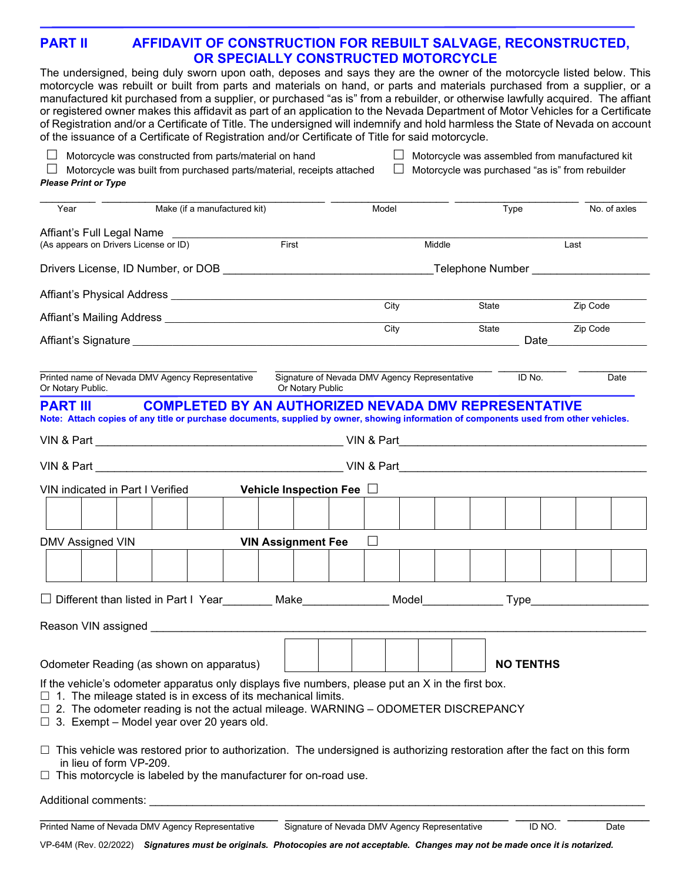## PART II AFFIDAVIT OF CONSTRUCTION FOR REBUILT SALVAGE, RECONSTRUCTED, OR SPECIALLY CONSTRUCTED MOTORCYCLE

The undersigned, being duly sworn upon oath, deposes and says they are the owner of the motorcycle listed below. This motorcycle was rebuilt or built from parts and materials on hand, or parts and materials purchased from a supplier, or a manufactured kit purchased from a supplier, or purchased "as is" from a rebuilder, or otherwise lawfully acquired. The affiant or registered owner makes this affidavit as part of an application to the Nevada Department of Motor Vehicles for a Certificate of Registration and/or a Certificate of Title. The undersigned will indemnify and hold harmless the State of Nevada on account of the issuance of a Certificate of Registration and/or Certificate of Title for said motorcycle.

☐ Motorcycle was constructed from parts/material on hand
☐ Motorcycle was built from purchased parts/material, receipts attached
☐ Motorcycle was assembled from manufactured kit
☐ Motorcycle was purchased "as is" from rebuilder

***Please Print or Type***

| Year | Make (if a manufactured kit) | Model | Type | No. of axles |
|---|---|---|---|---|
| | | | | |

Affiant's Full Legal Name ______________________________
(As appears on Drivers License or ID) First Middle Last

Drivers License, ID Number, or DOB ______________________________ Telephone Number ______________

Affiant's Physical Address ______________________________
City State Zip Code

Affiant's Mailing Address ______________________________
City State Zip Code

Affiant's Signature ______________________________ Date ______________

______________________________ ______________________________ ________ ________
Printed name of Nevada DMV Agency Representative Or Notary Public. | Signature of Nevada DMV Agency Representative Or Notary Public | ID No. | Date

## PART III COMPLETED BY AN AUTHORIZED NEVADA DMV REPRESENTATIVE

**Note: Attach copies of any title or purchase documents, supplied by owner, showing information of components used from other vehicles.**

VIN & Part ______________________________ VIN & Part ______________________________

VIN & Part ______________________________ VIN & Part ______________________________

VIN indicated in Part I Verified **Vehicle Inspection Fee** ☐

| | | | | | | | | | | | | | | | | |
|---|---|---|---|---|---|---|---|---|---|---|---|---|---|---|---|---|
| | | | | | | | | | | | | | | | | |

DMV Assigned VIN **VIN Assignment Fee** ☐

| | | | | | | | | | | | | | | | | |
|---|---|---|---|---|---|---|---|---|---|---|---|---|---|---|---|---|
| | | | | | | | | | | | | | | | | |

☐ Different than listed in Part I Year________ Make______________ Model_____________ Type__________________

Reason VIN assigned ______________________________

Odometer Reading (as shown on apparatus)

| | | | | | |
|---|---|---|---|---|---|
| | | | | | |

**NO TENTHS**

If the vehicle's odometer apparatus only displays five numbers, please put an X in the first box.
☐ 1. The mileage stated is in excess of its mechanical limits.
☐ 2. The odometer reading is not the actual mileage. WARNING – ODOMETER DISCREPANCY
☐ 3. Exempt – Model year over 20 years old.

☐ This vehicle was restored prior to authorization. The undersigned is authorizing restoration after the fact on this form in lieu of form VP-209.
☐ This motorcycle is labeled by the manufacturer for on-road use.

Additional comments: ______________________________

______________________________ ______________________________ ________ ________
Printed Name of Nevada DMV Agency Representative | Signature of Nevada DMV Agency Representative | ID NO. | Date

VP-64M (Rev. 02/2022) ***Signatures must be originals. Photocopies are not acceptable. Changes may not be made once it is notarized.***